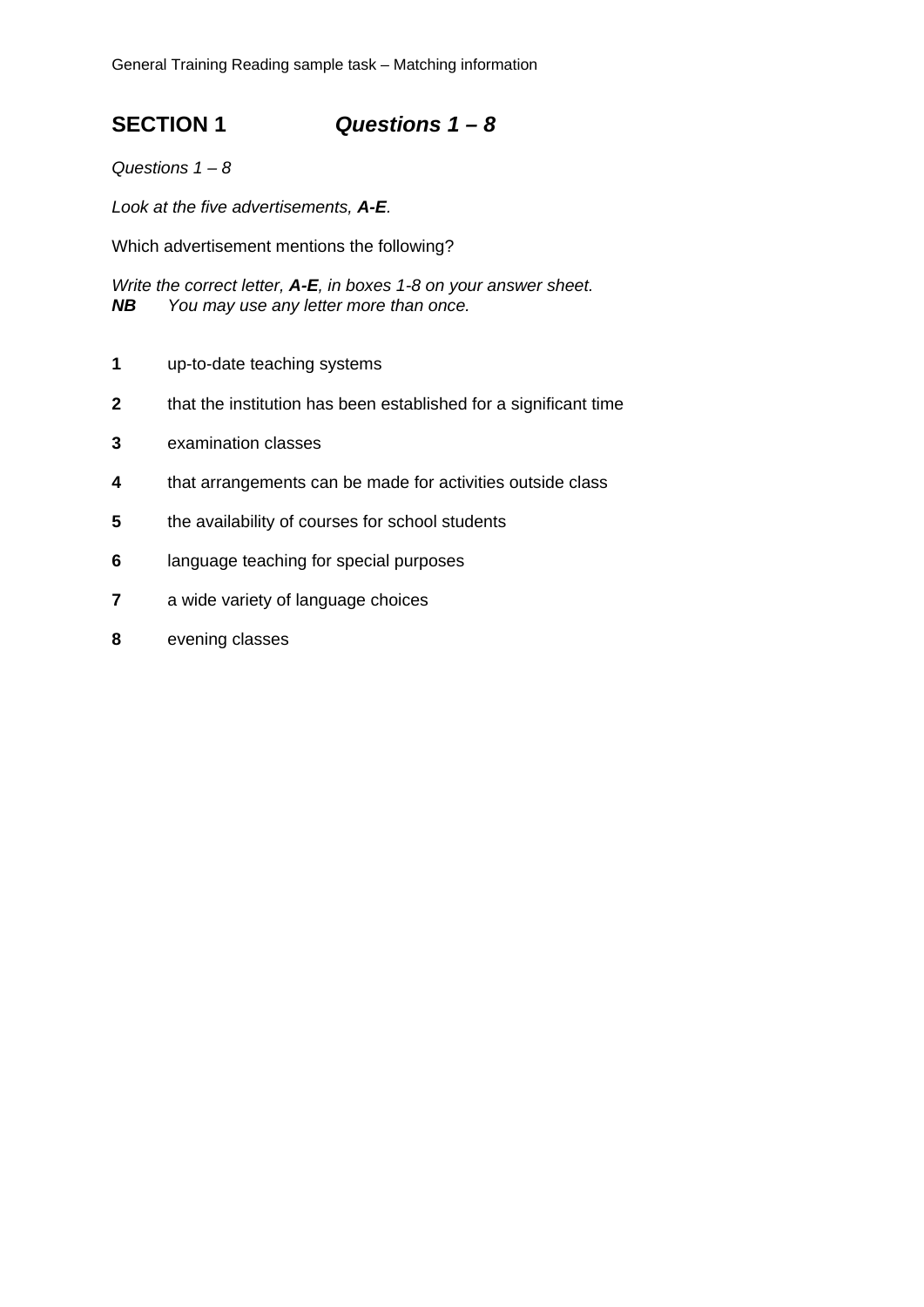General Training Reading sample task – Matching information

## SECTION 1 *Questions 1 – 8*

*Questions 1 – 8*

*Look at the five advertisements, **A-E**.*

Which advertisement mentions the following?

*Write the correct letter, **A-E**, in boxes 1-8 on your answer sheet.*
***NB*** *You may use any letter more than once.*

**1** up-to-date teaching systems

**2** that the institution has been established for a significant time

**3** examination classes

**4** that arrangements can be made for activities outside class

**5** the availability of courses for school students

**6** language teaching for special purposes

**7** a wide variety of language choices

**8** evening classes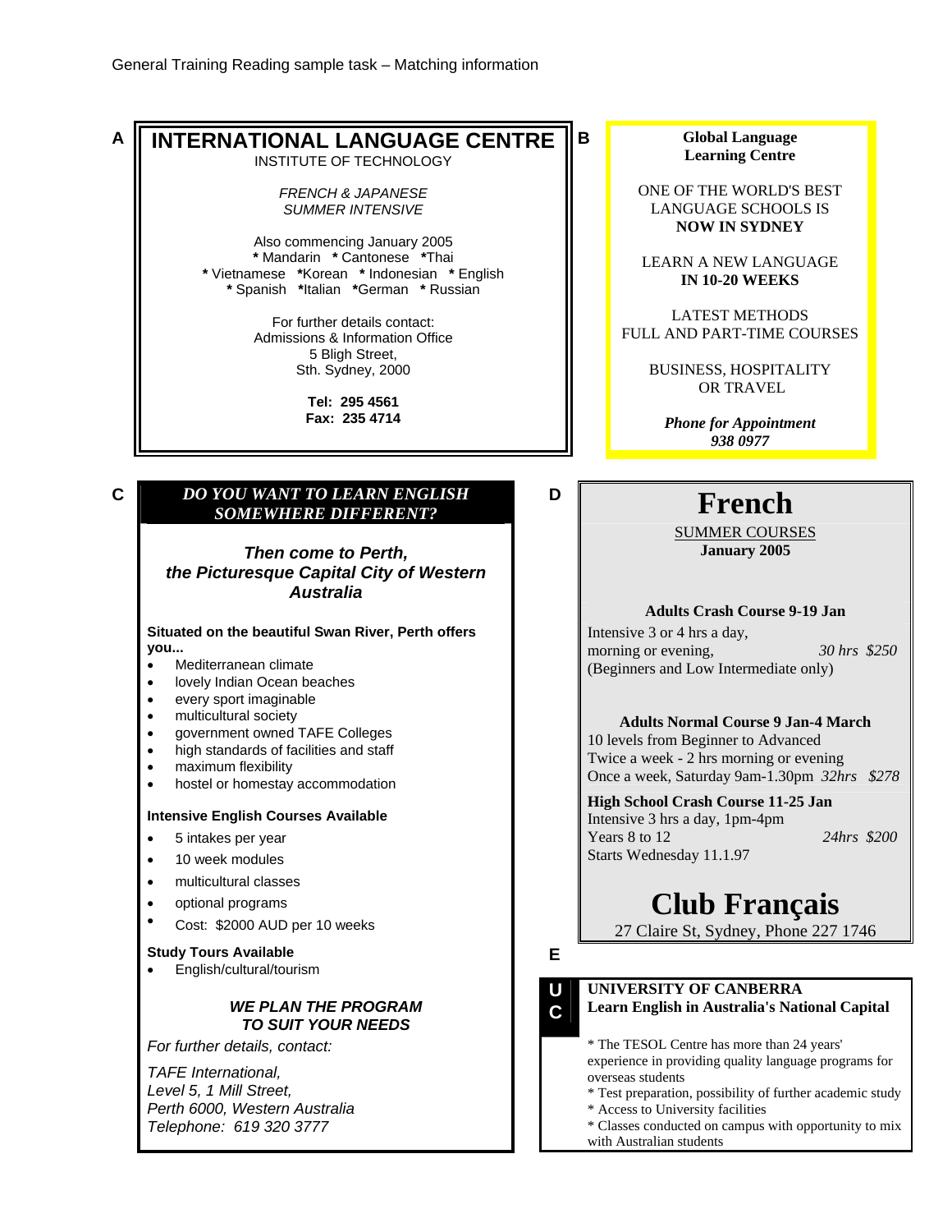General Training Reading sample task – Matching information

**A**

## INTERNATIONAL LANGUAGE CENTRE

INSTITUTE OF TECHNOLOGY

*FRENCH & JAPANESE*
*SUMMER INTENSIVE*

Also commencing January 2005
* Mandarin * Cantonese *Thai
* Vietnamese *Korean * Indonesian * English
* Spanish *Italian *German * Russian

For further details contact:
Admissions & Information Office
5 Bligh Street,
Sth. Sydney, 2000

**Tel: 295 4561**
**Fax: 235 4714**

**B**

**Global Language Learning Centre**

ONE OF THE WORLD'S BEST LANGUAGE SCHOOLS IS **NOW IN SYDNEY**

LEARN A NEW LANGUAGE **IN 10-20 WEEKS**

LATEST METHODS
FULL AND PART-TIME COURSES

BUSINESS, HOSPITALITY OR TRAVEL

***Phone for Appointment***
***938 0977***

**C**

***DO YOU WANT TO LEARN ENGLISH SOMEWHERE DIFFERENT?***

***Then come to Perth, the Picturesque Capital City of Western Australia***

**Situated on the beautiful Swan River, Perth offers you...**

- Mediterranean climate
- lovely Indian Ocean beaches
- every sport imaginable
- multicultural society
- government owned TAFE Colleges
- high standards of facilities and staff
- maximum flexibility
- hostel or homestay accommodation

**Intensive English Courses Available**

- 5 intakes per year
- 10 week modules
- multicultural classes
- optional programs
- Cost: $2000 AUD per 10 weeks

**Study Tours Available**

- English/cultural/tourism

***WE PLAN THE PROGRAM TO SUIT YOUR NEEDS***

*For further details, contact:*

*TAFE International,*
*Level 5, 1 Mill Street,*
*Perth 6000, Western Australia*
*Telephone: 619 320 3777*

**D**

# French

SUMMER COURSES
**January 2005**

**Adults Crash Course 9-19 Jan**
Intensive 3 or 4 hrs a day,
morning or evening, *30 hrs $250*
(Beginners and Low Intermediate only)

**Adults Normal Course 9 Jan-4 March**
10 levels from Beginner to Advanced
Twice a week - 2 hrs morning or evening
Once a week, Saturday 9am-1.30pm *32hrs $278*

**High School Crash Course 11-25 Jan**
Intensive 3 hrs a day, 1pm-4pm
Years 8 to 12 *24hrs $200*
Starts Wednesday 11.1.97

# Club Français

27 Claire St, Sydney, Phone 227 1746

**E**

**UC**

**UNIVERSITY OF CANBERRA**
**Learn English in Australia's National Capital**

* The TESOL Centre has more than 24 years' experience in providing quality language programs for overseas students
* Test preparation, possibility of further academic study
* Access to University facilities
* Classes conducted on campus with opportunity to mix with Australian students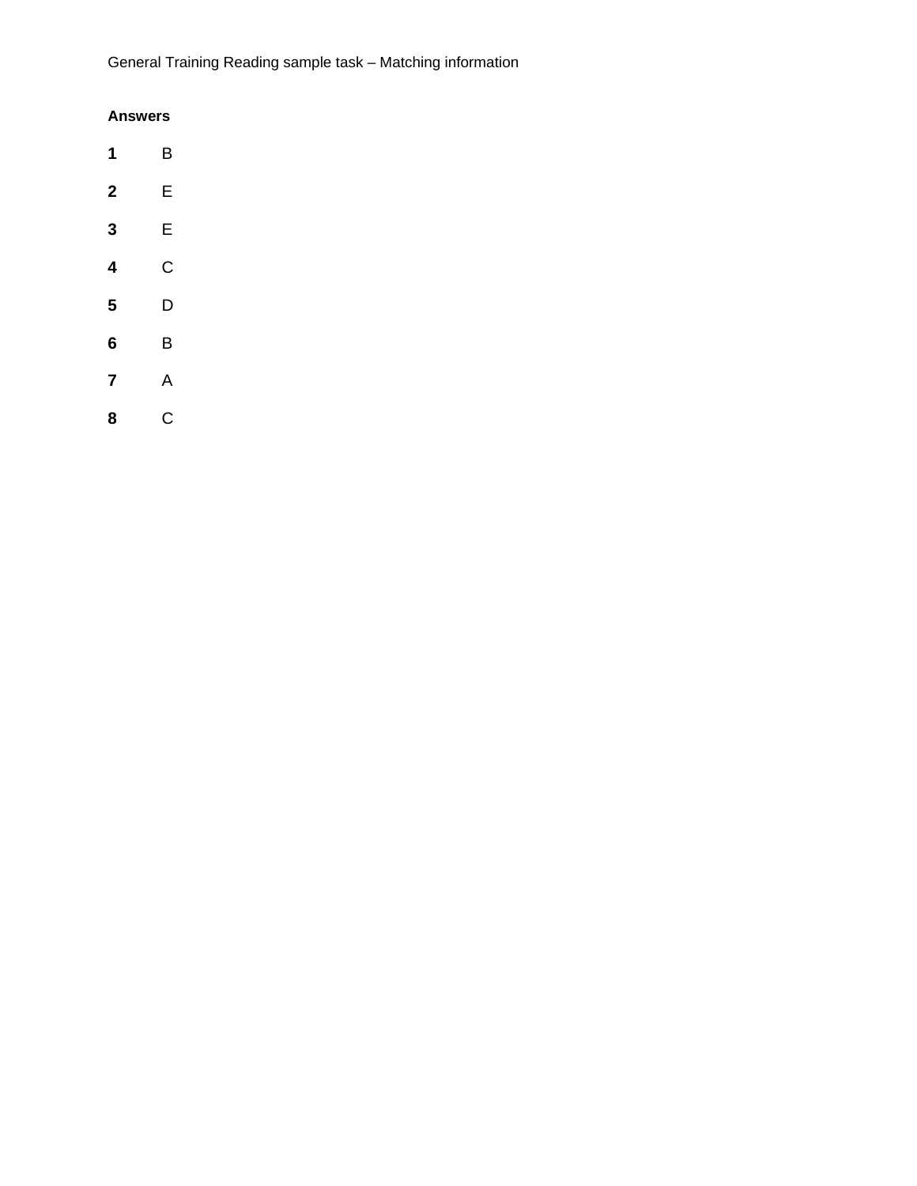General Training Reading sample task – Matching information

**Answers**

**1** B

**2** E

**3** E

**4** C

**5** D

**6** B

**7** A

**8** C